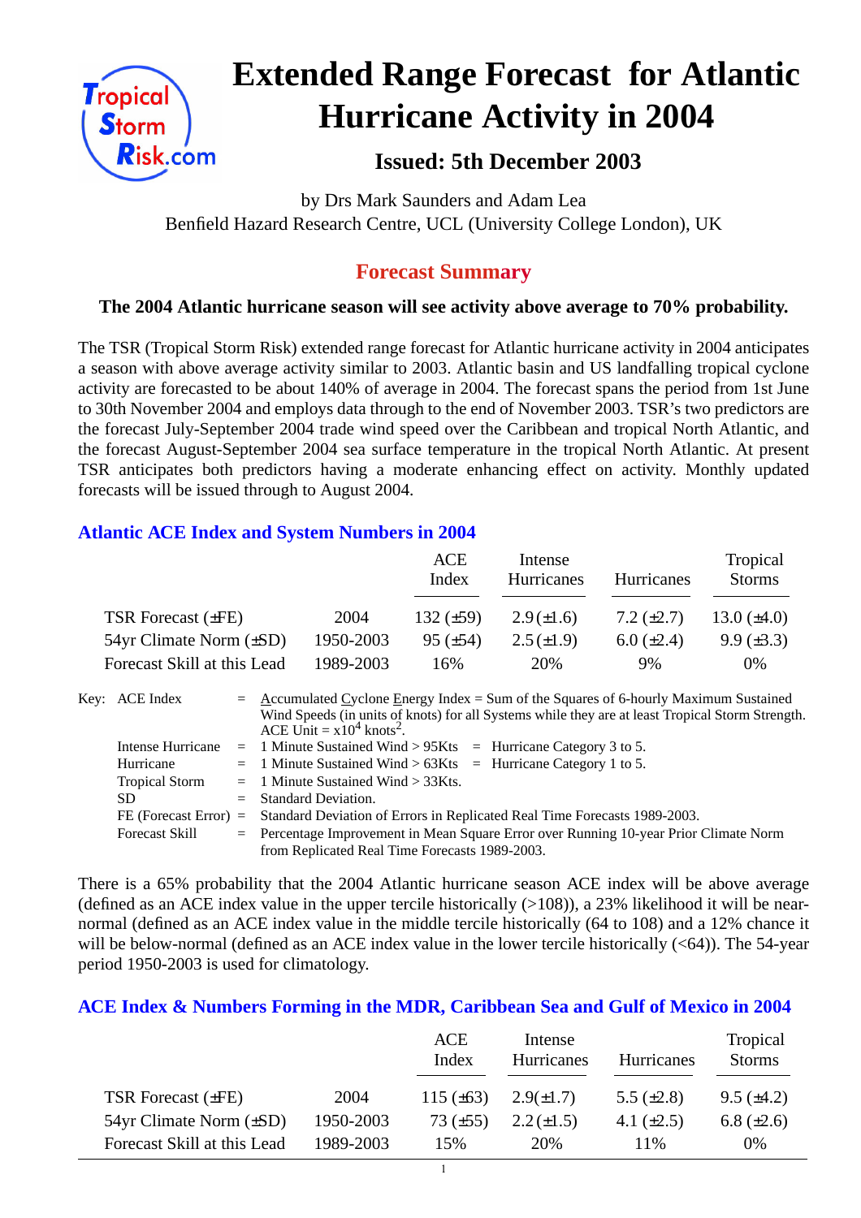# Extended Range Forecast for Atlantic Hurricane Activity in 2004

## Issued: 5th December 2003

by Drs Mark Saunders and Adam Lea
Benfield Hazard Research Centre, UCL (University College London), UK

## Forecast Summary

**The 2004 Atlantic hurricane season will see activity above average to 70% probability.**

The TSR (Tropical Storm Risk) extended range forecast for Atlantic hurricane activity in 2004 anticipates a season with above average activity similar to 2003. Atlantic basin and US landfalling tropical cyclone activity are forecasted to be about 140% of average in 2004. The forecast spans the period from 1st June to 30th November 2004 and employs data through to the end of November 2003. TSR's two predictors are the forecast July-September 2004 trade wind speed over the Caribbean and tropical North Atlantic, and the forecast August-September 2004 sea surface temperature in the tropical North Atlantic. At present TSR anticipates both predictors having a moderate enhancing effect on activity. Monthly updated forecasts will be issued through to August 2004.

### Atlantic ACE Index and System Numbers in 2004

| | | ACE Index | Intense Hurricanes | Hurricanes | Tropical Storms |
|---|---|---|---|---|---|
| TSR Forecast (±FE) | 2004 | 132 (±59) | 2.9 (±1.6) | 7.2 (±2.7) | 13.0 (±4.0) |
| 54yr Climate Norm (±SD) | 1950-2003 | 95 (±54) | 2.5 (±1.9) | 6.0 (±2.4) | 9.9 (±3.3) |
| Forecast Skill at this Lead | 1989-2003 | 16% | 20% | 9% | 0% |

Key:
- ACE Index = Accumulated Cyclone Energy Index = Sum of the Squares of 6-hourly Maximum Sustained Wind Speeds (in units of knots) for all Systems while they are at least Tropical Storm Strength. ACE Unit = $x10^4$ knots$^2$.
- Intense Hurricane = 1 Minute Sustained Wind > 95Kts = Hurricane Category 3 to 5.
- Hurricane = 1 Minute Sustained Wind > 63Kts = Hurricane Category 1 to 5.
- Tropical Storm = 1 Minute Sustained Wind > 33Kts.
- SD = Standard Deviation.
- FE (Forecast Error) = Standard Deviation of Errors in Replicated Real Time Forecasts 1989-2003.
- Forecast Skill = Percentage Improvement in Mean Square Error over Running 10-year Prior Climate Norm from Replicated Real Time Forecasts 1989-2003.

There is a 65% probability that the 2004 Atlantic hurricane season ACE index will be above average (defined as an ACE index value in the upper tercile historically (>108)), a 23% likelihood it will be near-normal (defined as an ACE index value in the middle tercile historically (64 to 108) and a 12% chance it will be below-normal (defined as an ACE index value in the lower tercile historically (<64)). The 54-year period 1950-2003 is used for climatology.

### ACE Index & Numbers Forming in the MDR, Caribbean Sea and Gulf of Mexico in 2004

| | | ACE Index | Intense Hurricanes | Hurricanes | Tropical Storms |
|---|---|---|---|---|---|
| TSR Forecast (±FE) | 2004 | 115 (±63) | 2.9(±1.7) | 5.5 (±2.8) | 9.5 (±4.2) |
| 54yr Climate Norm (±SD) | 1950-2003 | 73 (±55) | 2.2(±1.5) | 4.1 (±2.5) | 6.8 (±2.6) |
| Forecast Skill at this Lead | 1989-2003 | 15% | 20% | 11% | 0% |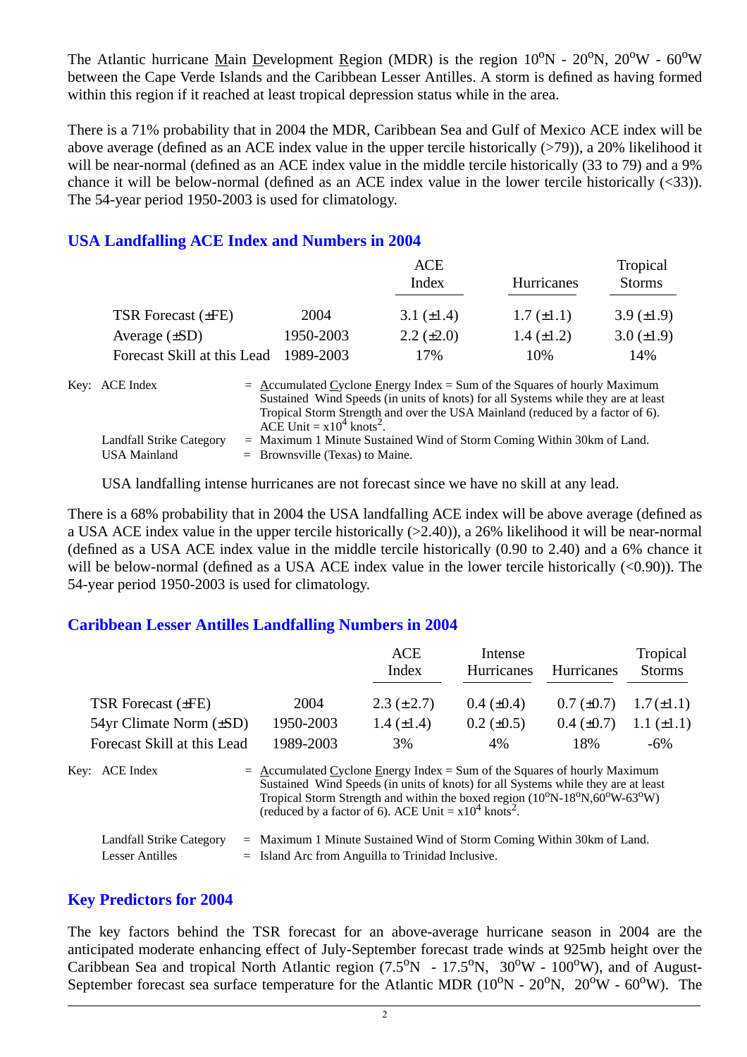The Atlantic hurricane Main Development Region (MDR) is the region $10^oN$ - $20^oN$, $20^oW$ - $60^oW$ between the Cape Verde Islands and the Caribbean Lesser Antilles. A storm is defined as having formed within this region if it reached at least tropical depression status while in the area.

There is a 71% probability that in 2004 the MDR, Caribbean Sea and Gulf of Mexico ACE index will be above average (defined as an ACE index value in the upper tercile historically (>79)), a 20% likelihood it will be near-normal (defined as an ACE index value in the middle tercile historically (33 to 79) and a 9% chance it will be below-normal (defined as an ACE index value in the lower tercile historically (<33)). The 54-year period 1950-2003 is used for climatology.

## USA Landfalling ACE Index and Numbers in 2004

| | | ACE Index | Hurricanes | Tropical Storms |
|---|---|---|---|---|
| TSR Forecast (±FE) | 2004 | 3.1 (±1.4) | 1.7 (±1.1) | 3.9 (±1.9) |
| Average (±SD) | 1950-2003 | 2.2 (±2.0) | 1.4 (±1.2) | 3.0 (±1.9) |
| Forecast Skill at this Lead | 1989-2003 | 17% | 10% | 14% |

Key: ACE Index = Accumulated Cyclone Energy Index = Sum of the Squares of hourly Maximum Sustained Wind Speeds (in units of knots) for all Systems while they are at least Tropical Storm Strength and over the USA Mainland (reduced by a factor of 6). ACE Unit = $x10^4$ knots$^2$.

Landfall Strike Category = Maximum 1 Minute Sustained Wind of Storm Coming Within 30km of Land.

USA Mainland = Brownsville (Texas) to Maine.

USA landfalling intense hurricanes are not forecast since we have no skill at any lead.

There is a 68% probability that in 2004 the USA landfalling ACE index will be above average (defined as a USA ACE index value in the upper tercile historically (>2.40)), a 26% likelihood it will be near-normal (defined as a USA ACE index value in the middle tercile historically (0.90 to 2.40) and a 6% chance it will be below-normal (defined as a USA ACE index value in the lower tercile historically (<0.90)). The 54-year period 1950-2003 is used for climatology.

## Caribbean Lesser Antilles Landfalling Numbers in 2004

| | | ACE Index | Intense Hurricanes | Hurricanes | Tropical Storms |
|---|---|---|---|---|---|
| TSR Forecast (±FE) | 2004 | 2.3 (±2.7) | 0.4 (±0.4) | 0.7 (±0.7) | 1.7 (±1.1) |
| 54yr Climate Norm (±SD) | 1950-2003 | 1.4 (±1.4) | 0.2 (±0.5) | 0.4 (±0.7) | 1.1 (±1.1) |
| Forecast Skill at this Lead | 1989-2003 | 3% | 4% | 18% | -6% |

Key: ACE Index = Accumulated Cyclone Energy Index = Sum of the Squares of hourly Maximum Sustained Wind Speeds (in units of knots) for all Systems while they are at least Tropical Storm Strength and within the boxed region ($10^oN$-$18^oN$,$60^oW$-$63^oW$) (reduced by a factor of 6). ACE Unit = $x10^4$ knots$^2$.

Landfall Strike Category = Maximum 1 Minute Sustained Wind of Storm Coming Within 30km of Land.

Lesser Antilles = Island Arc from Anguilla to Trinidad Inclusive.

## Key Predictors for 2004

The key factors behind the TSR forecast for an above-average hurricane season in 2004 are the anticipated moderate enhancing effect of July-September forecast trade winds at 925mb height over the Caribbean Sea and tropical North Atlantic region ($7.5^oN$ - $17.5^oN$, $30^oW$ - $100^oW$), and of August-September forecast sea surface temperature for the Atlantic MDR ($10^oN$ - $20^oN$, $20^oW$ - $60^oW$). The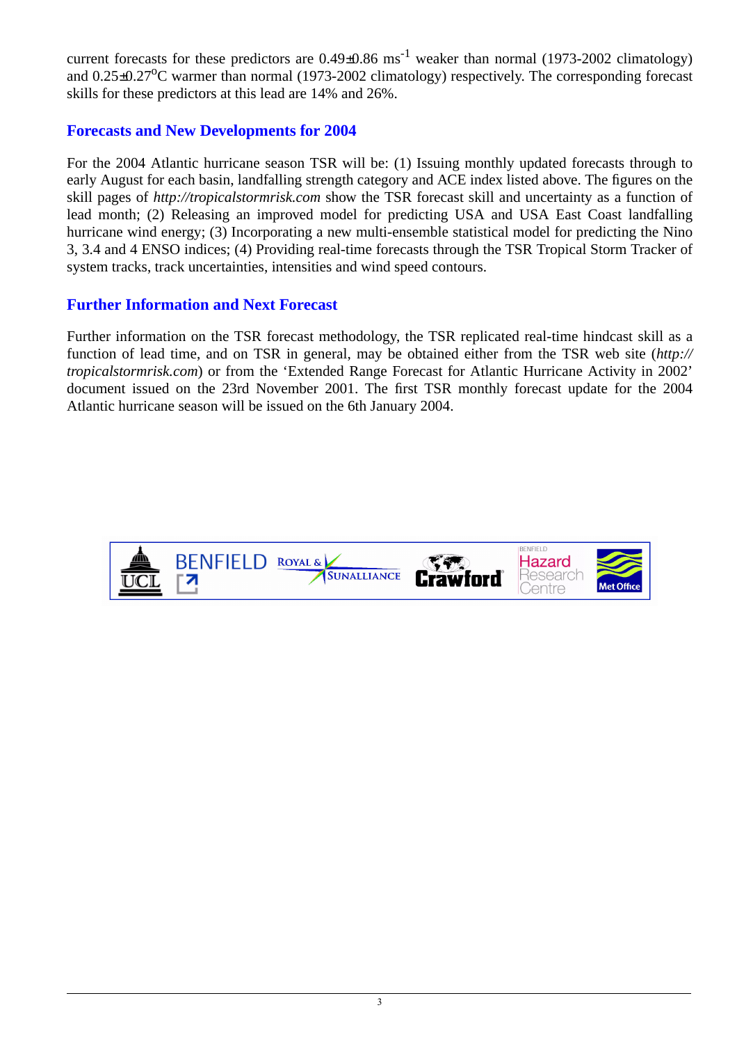current forecasts for these predictors are 0.49±0.86 $ms^{-1}$ weaker than normal (1973-2002 climatology) and 0.25±0.27$^{o}$C warmer than normal (1973-2002 climatology) respectively. The corresponding forecast skills for these predictors at this lead are 14% and 26%.

## Forecasts and New Developments for 2004

For the 2004 Atlantic hurricane season TSR will be: (1) Issuing monthly updated forecasts through to early August for each basin, landfalling strength category and ACE index listed above. The figures on the skill pages of *http://tropicalstormrisk.com* show the TSR forecast skill and uncertainty as a function of lead month; (2) Releasing an improved model for predicting USA and USA East Coast landfalling hurricane wind energy; (3) Incorporating a new multi-ensemble statistical model for predicting the Nino 3, 3.4 and 4 ENSO indices; (4) Providing real-time forecasts through the TSR Tropical Storm Tracker of system tracks, track uncertainties, intensities and wind speed contours.

## Further Information and Next Forecast

Further information on the TSR forecast methodology, the TSR replicated real-time hindcast skill as a function of lead time, and on TSR in general, may be obtained either from the TSR web site (*http://tropicalstormrisk.com*) or from the 'Extended Range Forecast for Atlantic Hurricane Activity in 2002' document issued on the 23rd November 2001. The first TSR monthly forecast update for the 2004 Atlantic hurricane season will be issued on the 6th January 2004.

UCL BENFIELD ROYAL & SUNALLIANCE Crawford BENFIELD Hazard Research Centre Met Office